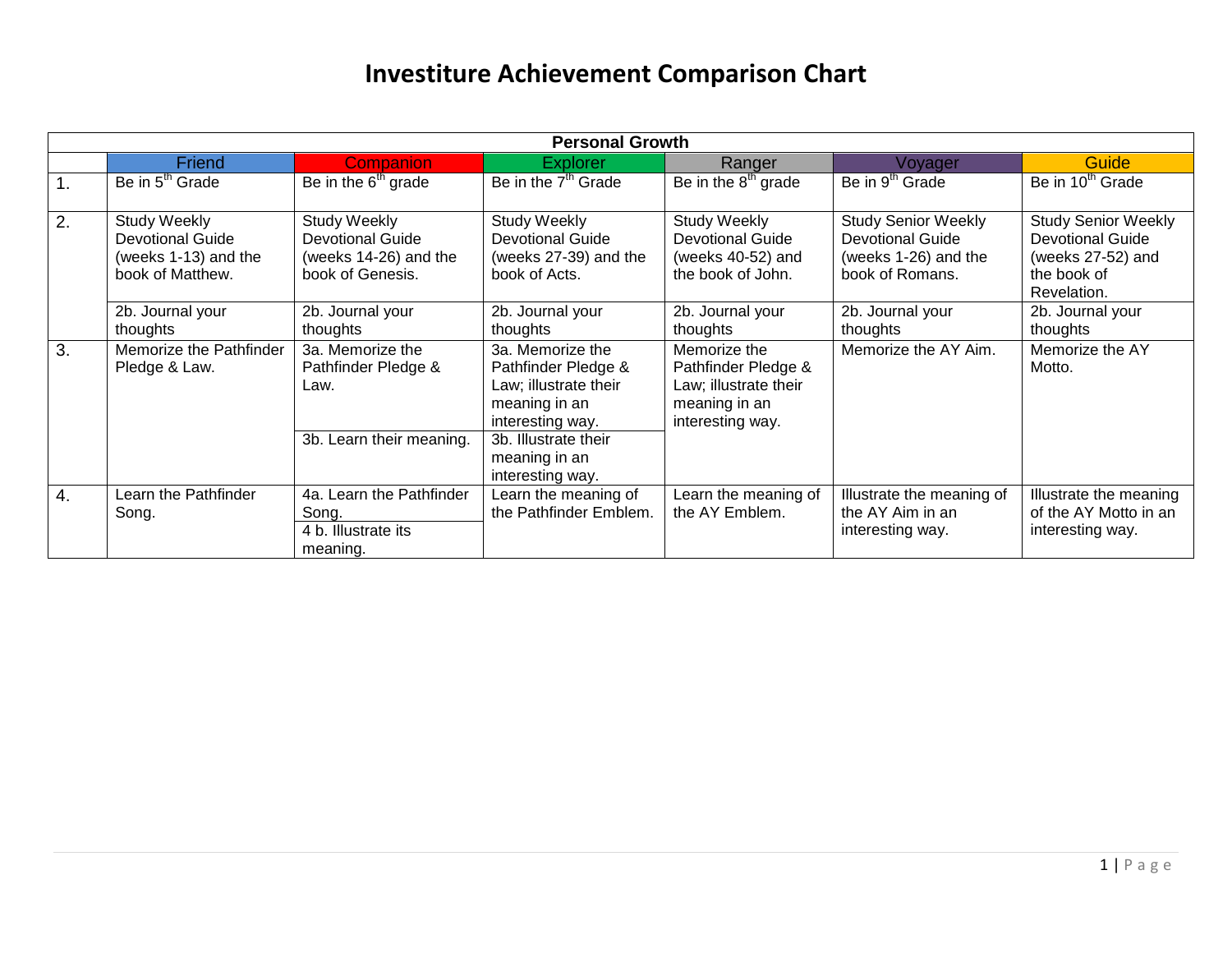# Investiture Achievement Comparison Chart

| Personal Growth | | | | | | |
|---|---|---|---|---|---|---|
| | Friend | Companion | Explorer | Ranger | Voyager | Guide |
| 1. | Be in 5th Grade | Be in the 6th grade | Be in the 7th Grade | Be in the 8th grade | Be in 9th Grade | Be in 10th Grade |
| 2. | Study Weekly Devotional Guide (weeks 1-13) and the book of Matthew. | Study Weekly Devotional Guide (weeks 14-26) and the book of Genesis. | Study Weekly Devotional Guide (weeks 27-39) and the book of Acts. | Study Weekly Devotional Guide (weeks 40-52) and the book of John. | Study Senior Weekly Devotional Guide (weeks 1-26) and the book of Romans. | Study Senior Weekly Devotional Guide (weeks 27-52) and the book of Revelation. |
| | 2b. Journal your thoughts | 2b. Journal your thoughts | 2b. Journal your thoughts | 2b. Journal your thoughts | 2b. Journal your thoughts | 2b. Journal your thoughts |
| 3. | Memorize the Pathfinder Pledge & Law. | 3a. Memorize the Pathfinder Pledge & Law. | 3a. Memorize the Pathfinder Pledge & Law; illustrate their meaning in an interesting way. | Memorize the Pathfinder Pledge & Law; illustrate their meaning in an interesting way. | Memorize the AY Aim. | Memorize the AY Motto. |
| | | 3b. Learn their meaning. | 3b. Illustrate their meaning in an interesting way. | | | |
| 4. | Learn the Pathfinder Song. | 4a. Learn the Pathfinder Song. | Learn the meaning of the Pathfinder Emblem. | Learn the meaning of the AY Emblem. | Illustrate the meaning of the AY Aim in an interesting way. | Illustrate the meaning of the AY Motto in an interesting way. |
| | | 4 b. Illustrate its meaning. | | | | |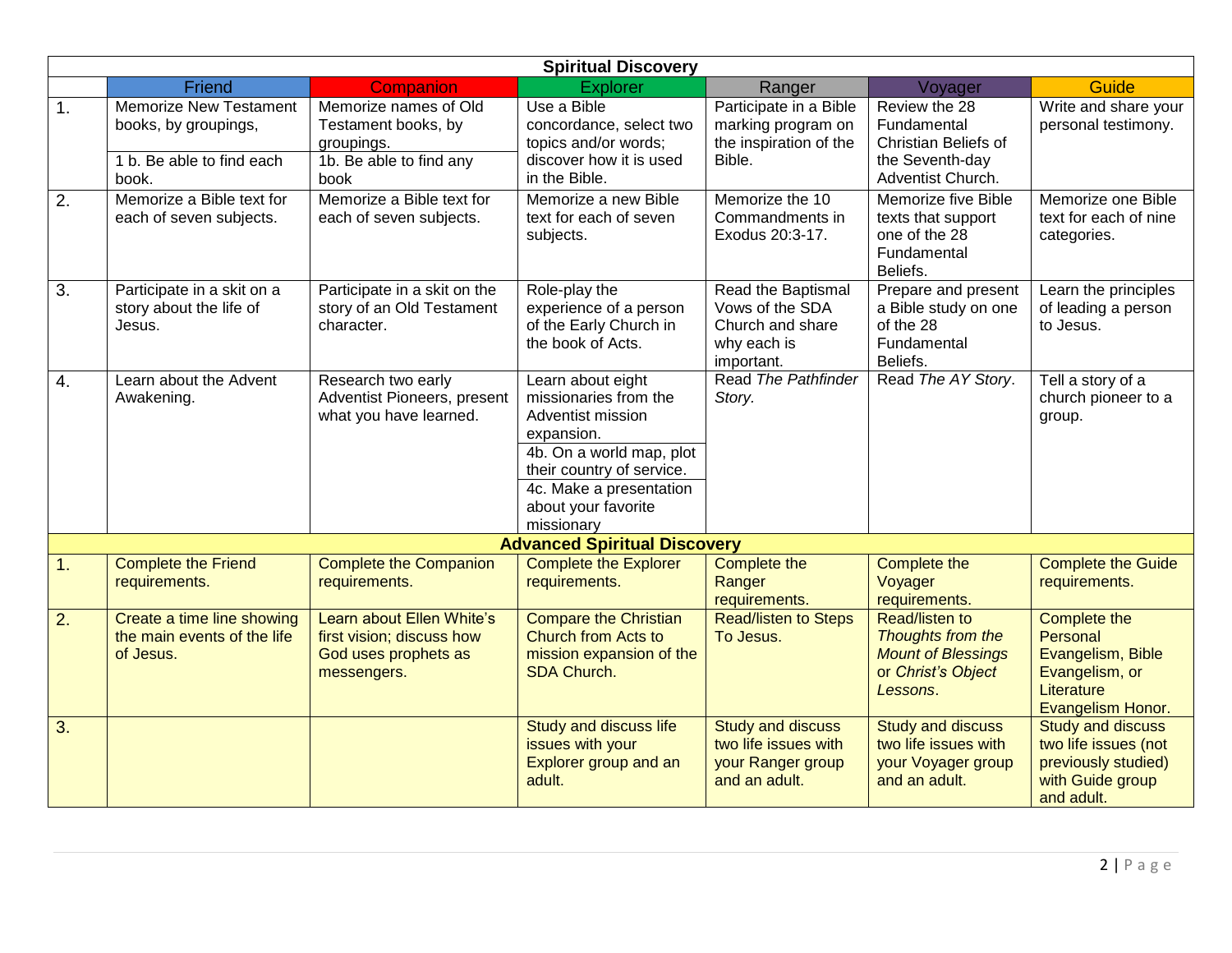| Spiritual Discovery | | | | | | |
|---|---|---|---|---|---|---|
| | Friend | Companion | Explorer | Ranger | Voyager | Guide |
| 1. | Memorize New Testament books, by groupings,<br>1 b. Be able to find each book. | Memorize names of Old Testament books, by groupings.<br>1b. Be able to find any book | Use a Bible concordance, select two topics and/or words; discover how it is used in the Bible. | Participate in a Bible marking program on the inspiration of the Bible. | Review the 28 Fundamental Christian Beliefs of the Seventh-day Adventist Church. | Write and share your personal testimony. |
| 2. | Memorize a Bible text for each of seven subjects. | Memorize a Bible text for each of seven subjects. | Memorize a new Bible text for each of seven subjects. | Memorize the 10 Commandments in Exodus 20:3-17. | Memorize five Bible texts that support one of the 28 Fundamental Beliefs. | Memorize one Bible text for each of nine categories. |
| 3. | Participate in a skit on a story about the life of Jesus. | Participate in a skit on the story of an Old Testament character. | Role-play the experience of a person of the Early Church in the book of Acts. | Read the Baptismal Vows of the SDA Church and share why each is important. | Prepare and present a Bible study on one of the 28 Fundamental Beliefs. | Learn the principles of leading a person to Jesus. |
| 4. | Learn about the Advent Awakening. | Research two early Adventist Pioneers, present what you have learned. | Learn about eight missionaries from the Adventist mission expansion.<br>4b. On a world map, plot their country of service.<br>4c. Make a presentation about your favorite missionary | Read *The Pathfinder Story.* | Read *The AY Story*. | Tell a story of a church pioneer to a group. |
| **Advanced Spiritual Discovery** | | | | | | |
| 1. | Complete the Friend requirements. | Complete the Companion requirements. | Complete the Explorer requirements. | Complete the Ranger requirements. | Complete the Voyager requirements. | Complete the Guide requirements. |
| 2. | Create a time line showing the main events of the life of Jesus. | Learn about Ellen White's first vision; discuss how God uses prophets as messengers. | Compare the Christian Church from Acts to mission expansion of the SDA Church. | Read/listen to Steps To Jesus. | Read/listen to *Thoughts from the Mount of Blessings* or *Christ's Object Lessons*. | Complete the Personal Evangelism, Bible Evangelism, or Literature Evangelism Honor. |
| 3. | | | Study and discuss life issues with your Explorer group and an adult. | Study and discuss two life issues with your Ranger group and an adult. | Study and discuss two life issues with your Voyager group and an adult. | Study and discuss two life issues (not previously studied) with Guide group and adult. |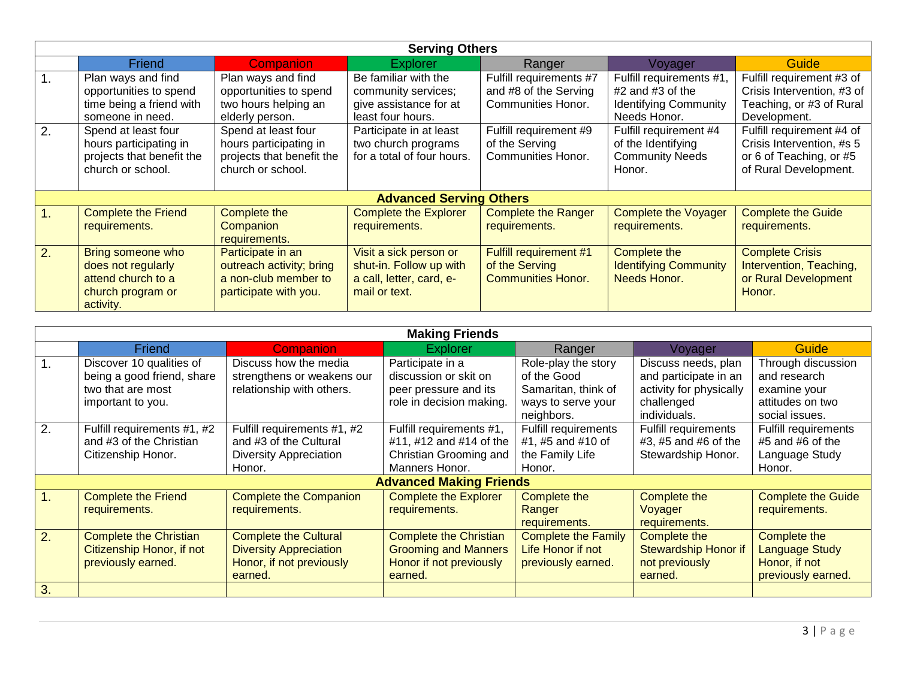| Serving Others | | | | | | |
|---|---|---|---|---|---|---|
| | Friend | Companion | Explorer | Ranger | Voyager | Guide |
| 1. | Plan ways and find opportunities to spend time being a friend with someone in need. | Plan ways and find opportunities to spend two hours helping an elderly person. | Be familiar with the community services; give assistance for at least four hours. | Fulfill requirements #7 and #8 of the Serving Communities Honor. | Fulfill requirements #1, #2 and #3 of the Identifying Community Needs Honor. | Fulfill requirement #3 of Crisis Intervention, #3 of Teaching, or #3 of Rural Development. |
| 2. | Spend at least four hours participating in projects that benefit the church or school. | Spend at least four hours participating in projects that benefit the church or school. | Participate in at least two church programs for a total of four hours. | Fulfill requirement #9 of the Serving Communities Honor. | Fulfill requirement #4 of the Identifying Community Needs Honor. | Fulfill requirement #4 of Crisis Intervention, #s 5 or 6 of Teaching, or #5 of Rural Development. |
| **Advanced Serving Others** | | | | | | |
| 1. | Complete the Friend requirements. | Complete the Companion requirements. | Complete the Explorer requirements. | Complete the Ranger requirements. | Complete the Voyager requirements. | Complete the Guide requirements. |
| 2. | Bring someone who does not regularly attend church to a church program or activity. | Participate in an outreach activity; bring a non-club member to participate with you. | Visit a sick person or shut-in. Follow up with a call, letter, card, e-mail or text. | Fulfill requirement #1 of the Serving Communities Honor. | Complete the Identifying Community Needs Honor. | Complete Crisis Intervention, Teaching, or Rural Development Honor. |

| Making Friends | | | | | | |
|---|---|---|---|---|---|---|
| | Friend | Companion | Explorer | Ranger | Voyager | Guide |
| 1. | Discover 10 qualities of being a good friend, share two that are most important to you. | Discuss how the media strengthens or weakens our relationship with others. | Participate in a discussion or skit on peer pressure and its role in decision making. | Role-play the story of the Good Samaritan, think of ways to serve your neighbors. | Discuss needs, plan and participate in an activity for physically challenged individuals. | Through discussion and research examine your attitudes on two social issues. |
| 2. | Fulfill requirements #1, #2 and #3 of the Christian Citizenship Honor. | Fulfill requirements #1, #2 and #3 of the Cultural Diversity Appreciation Honor. | Fulfill requirements #1, #11, #12 and #14 of the Christian Grooming and Manners Honor. | Fulfill requirements #1, #5 and #10 of the Family Life Honor. | Fulfill requirements #3, #5 and #6 of the Stewardship Honor. | Fulfill requirements #5 and #6 of the Language Study Honor. |
| **Advanced Making Friends** | | | | | | |
| 1. | Complete the Friend requirements. | Complete the Companion requirements. | Complete the Explorer requirements. | Complete the Ranger requirements. | Complete the Voyager requirements. | Complete the Guide requirements. |
| 2. | Complete the Christian Citizenship Honor, if not previously earned. | Complete the Cultural Diversity Appreciation Honor, if not previously earned. | Complete the Christian Grooming and Manners Honor if not previously earned. | Complete the Family Life Honor if not previously earned. | Complete the Stewardship Honor if not previously earned. | Complete the Language Study Honor, if not previously earned. |
| 3. | | | | | | |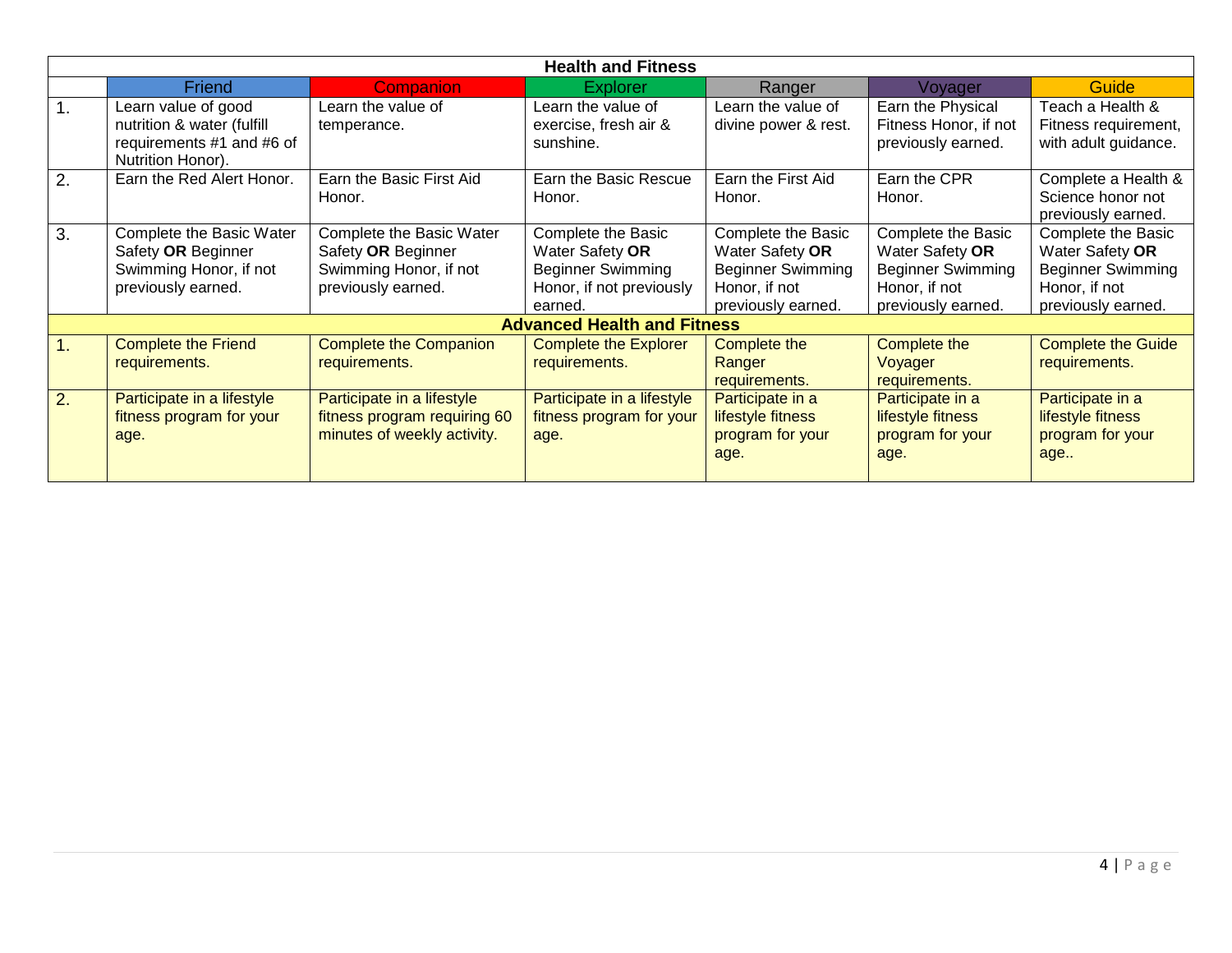| Health and Fitness | | | | | | |
|---|---|---|---|---|---|---|
| | Friend | Companion | Explorer | Ranger | Voyager | Guide |
| 1. | Learn value of good nutrition & water (fulfill requirements #1 and #6 of Nutrition Honor). | Learn the value of temperance. | Learn the value of exercise, fresh air & sunshine. | Learn the value of divine power & rest. | Earn the Physical Fitness Honor, if not previously earned. | Teach a Health & Fitness requirement, with adult guidance. |
| 2. | Earn the Red Alert Honor. | Earn the Basic First Aid Honor. | Earn the Basic Rescue Honor. | Earn the First Aid Honor. | Earn the CPR Honor. | Complete a Health & Science honor not previously earned. |
| 3. | Complete the Basic Water Safety **OR** Beginner Swimming Honor, if not previously earned. | Complete the Basic Water Safety **OR** Beginner Swimming Honor, if not previously earned. | Complete the Basic Water Safety **OR** Beginner Swimming Honor, if not previously earned. | Complete the Basic Water Safety **OR** Beginner Swimming Honor, if not previously earned. | Complete the Basic Water Safety **OR** Beginner Swimming Honor, if not previously earned. | Complete the Basic Water Safety **OR** Beginner Swimming Honor, if not previously earned. |
| **Advanced Health and Fitness** | | | | | | |
| 1. | Complete the Friend requirements. | Complete the Companion requirements. | Complete the Explorer requirements. | Complete the Ranger requirements. | Complete the Voyager requirements. | Complete the Guide requirements. |
| 2. | Participate in a lifestyle fitness program for your age. | Participate in a lifestyle fitness program requiring 60 minutes of weekly activity. | Participate in a lifestyle fitness program for your age. | Participate in a lifestyle fitness program for your age. | Participate in a lifestyle fitness program for your age. | Participate in a lifestyle fitness program for your age.. |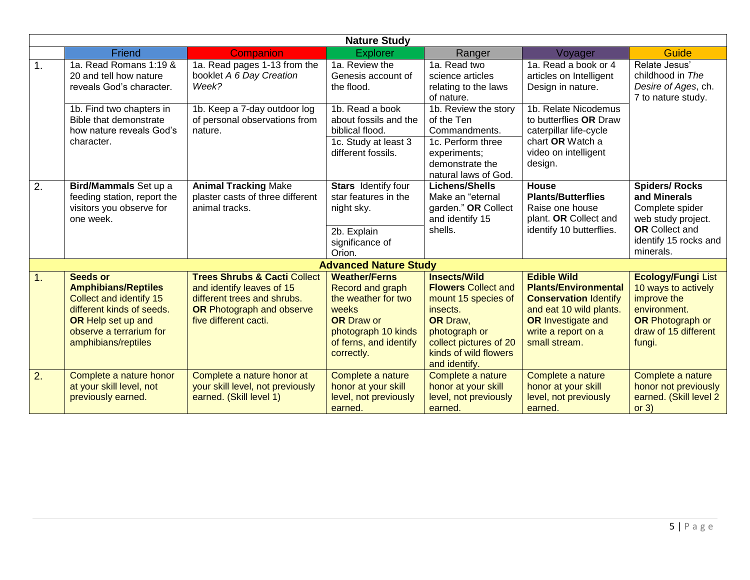| Nature Study | | | | | | |
|---|---|---|---|---|---|---|
| | Friend | Companion | Explorer | Ranger | Voyager | Guide |
| 1. | 1a. Read Romans 1:19 & 20 and tell how nature reveals God's character. | 1a. Read pages 1-13 from the booklet *A 6 Day Creation Week?* | 1a. Review the Genesis account of the flood. | 1a. Read two science articles relating to the laws of nature. | 1a. Read a book or 4 articles on Intelligent Design in nature. | Relate Jesus' childhood in *The Desire of Ages*, ch. 7 to nature study. |
| | 1b. Find two chapters in Bible that demonstrate how nature reveals God's character. | 1b. Keep a 7-day outdoor log of personal observations from nature. | 1b. Read a book about fossils and the biblical flood. 1c. Study at least 3 different fossils. | 1b. Review the story of the Ten Commandments. 1c. Perform three experiments; demonstrate the natural laws of God. | 1b. Relate Nicodemus to butterflies **OR** Draw caterpillar life-cycle chart **OR** Watch a video on intelligent design. | |
| 2. | **Bird/Mammals** Set up a feeding station, report the visitors you observe for one week. | **Animal Tracking** Make plaster casts of three different animal tracks. | **Stars** Identify four star features in the night sky. 2b. Explain significance of Orion. | **Lichens/Shells** Make an "eternal garden." **OR** Collect and identify 15 shells. | **House Plants/Butterflies** Raise one house plant. **OR** Collect and identify 10 butterflies. | **Spiders/ Rocks and Minerals** Complete spider web study project. **OR** Collect and identify 15 rocks and minerals. |
| **Advanced Nature Study** | | | | | | |
| 1. | **Seeds or Amphibians/Reptiles** Collect and identify 15 different kinds of seeds. **OR** Help set up and observe a terrarium for amphibians/reptiles | **Trees Shrubs & Cacti** Collect and identify leaves of 15 different trees and shrubs. **OR** Photograph and observe five different cacti. | **Weather/Ferns** Record and graph the weather for two weeks **OR** Draw or photograph 10 kinds of ferns, and identify correctly. | **Insects/Wild Flowers** Collect and mount 15 species of insects. **OR** Draw, photograph or collect pictures of 20 kinds of wild flowers and identify. | **Edible Wild Plants/Environmental Conservation** Identify and eat 10 wild plants. **OR** Investigate and write a report on a small stream. | **Ecology/Fungi** List 10 ways to actively improve the environment. **OR** Photograph or draw of 15 different fungi. |
| 2. | Complete a nature honor at your skill level, not previously earned. | Complete a nature honor at your skill level, not previously earned. (Skill level 1) | Complete a nature honor at your skill level, not previously earned. | Complete a nature honor at your skill level, not previously earned. | Complete a nature honor at your skill level, not previously earned. | Complete a nature honor not previously earned. (Skill level 2 or 3) |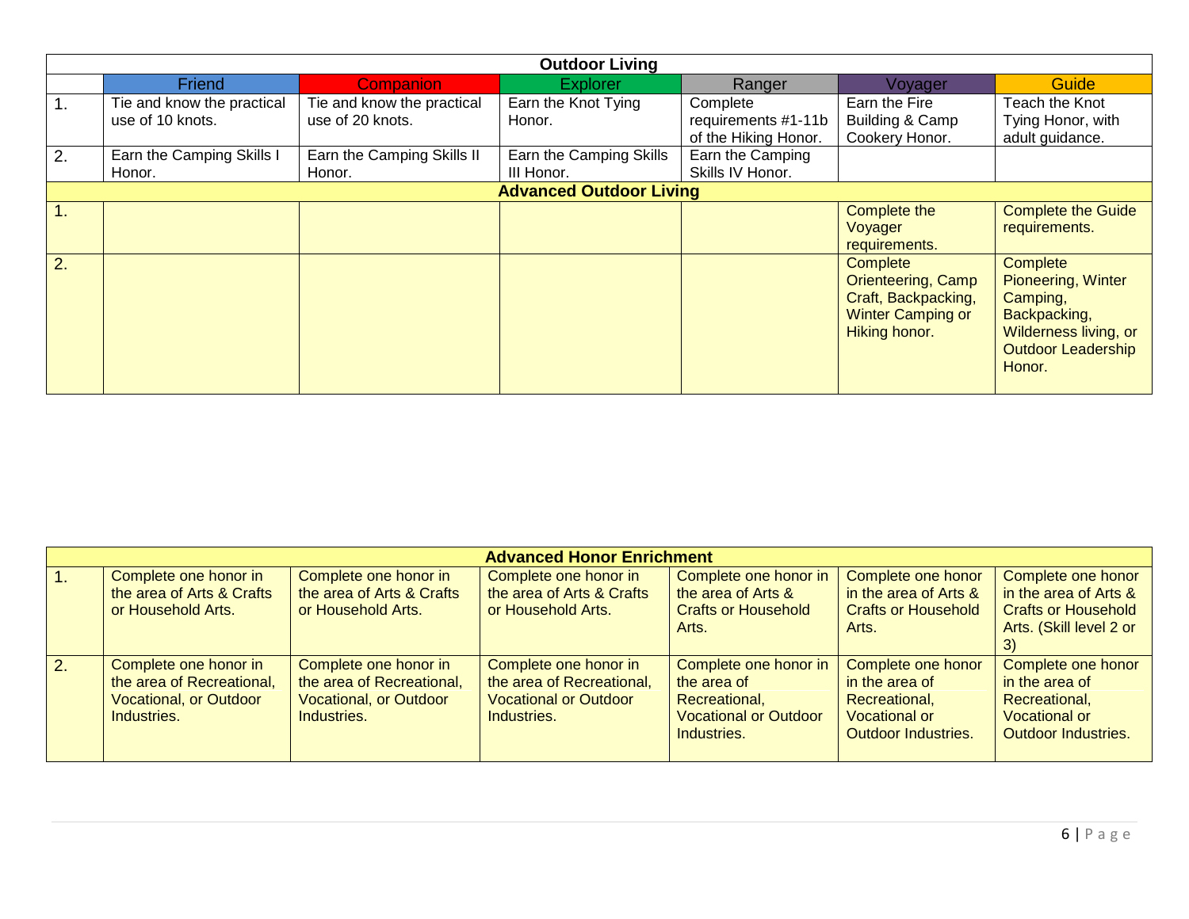| Outdoor Living | | | | | | |
|---|---|---|---|---|---|---|
| | Friend | Companion | Explorer | Ranger | Voyager | Guide |
| 1. | Tie and know the practical use of 10 knots. | Tie and know the practical use of 20 knots. | Earn the Knot Tying Honor. | Complete requirements #1-11b of the Hiking Honor. | Earn the Fire Building & Camp Cookery Honor. | Teach the Knot Tying Honor, with adult guidance. |
| 2. | Earn the Camping Skills I Honor. | Earn the Camping Skills II Honor. | Earn the Camping Skills III Honor. | Earn the Camping Skills IV Honor. | | |
| **Advanced Outdoor Living** | | | | | | |
| 1. | | | | | Complete the Voyager requirements. | Complete the Guide requirements. |
| 2. | | | | | Complete Orienteering, Camp Craft, Backpacking, Winter Camping or Hiking honor. | Complete Pioneering, Winter Camping, Backpacking, Wilderness living, or Outdoor Leadership Honor. |

| Advanced Honor Enrichment | | | | | | |
|---|---|---|---|---|---|---|
| 1. | Complete one honor in the area of Arts & Crafts or Household Arts. | Complete one honor in the area of Arts & Crafts or Household Arts. | Complete one honor in the area of Arts & Crafts or Household Arts. | Complete one honor in the area of Arts & Crafts or Household Arts. | Complete one honor in the area of Arts & Crafts or Household Arts. | Complete one honor in the area of Arts & Crafts or Household Arts. (Skill level 2 or 3) |
| 2. | Complete one honor in the area of Recreational, Vocational, or Outdoor Industries. | Complete one honor in the area of Recreational, Vocational, or Outdoor Industries. | Complete one honor in the area of Recreational, Vocational or Outdoor Industries. | Complete one honor in the area of Recreational, Vocational or Outdoor Industries. | Complete one honor in the area of Recreational, Vocational or Outdoor Industries. | Complete one honor in the area of Recreational, Vocational or Outdoor Industries. |